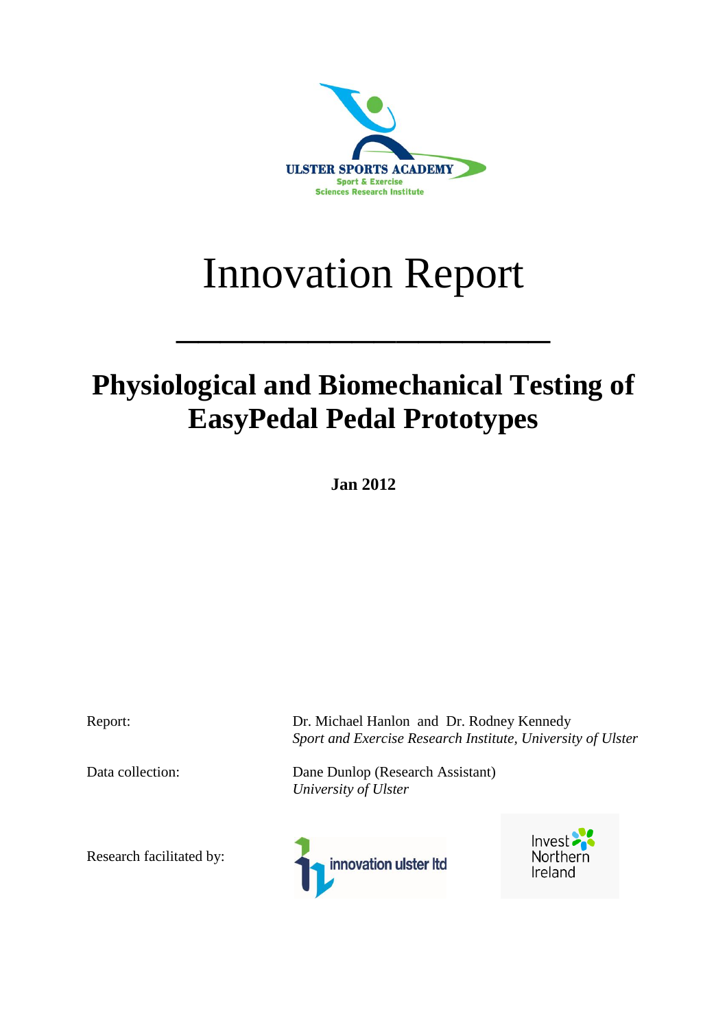ULSTER SPORTS ACADEMY
Sport & Exercise
Sciences Research Institute

# Innovation Report

## Physiological and Biomechanical Testing of EasyPedal Pedal Prototypes

**Jan 2012**

Report: Dr. Michael Hanlon and Dr. Rodney Kennedy
*Sport and Exercise Research Institute, University of Ulster*

Data collection: Dane Dunlop (Research Assistant)
*University of Ulster*

Research facilitated by: innovation ulster ltd; Invest Northern Ireland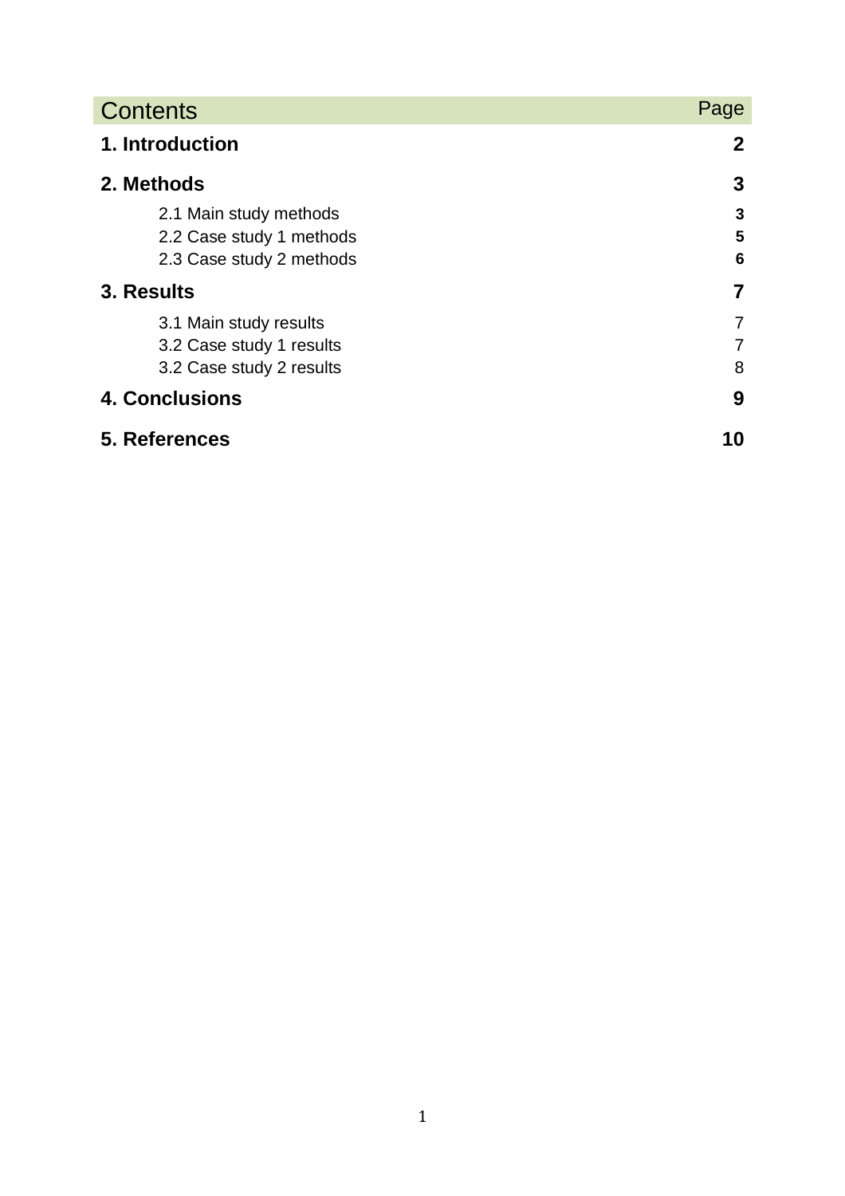| Contents | Page |
| --- | --- |
| **1. Introduction** | **2** |
| **2. Methods** | **3** |
| 2.1 Main study methods | **3** |
| 2.2 Case study 1 methods | **5** |
| 2.3 Case study 2 methods | **6** |
| **3. Results** | **7** |
| 3.1 Main study results | 7 |
| 3.2 Case study 1 results | 7 |
| 3.2 Case study 2 results | 8 |
| **4. Conclusions** | **9** |
| **5. References** | **10** |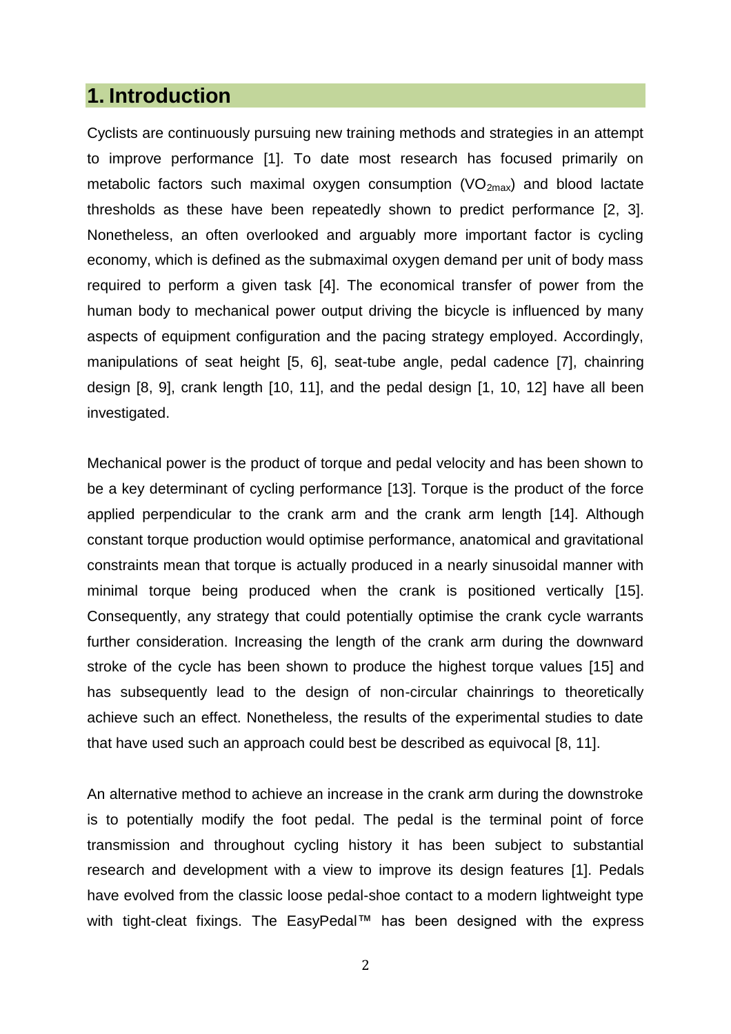# 1. Introduction

Cyclists are continuously pursuing new training methods and strategies in an attempt to improve performance [1]. To date most research has focused primarily on metabolic factors such maximal oxygen consumption ($VO_{2max}$) and blood lactate thresholds as these have been repeatedly shown to predict performance [2, 3]. Nonetheless, an often overlooked and arguably more important factor is cycling economy, which is defined as the submaximal oxygen demand per unit of body mass required to perform a given task [4]. The economical transfer of power from the human body to mechanical power output driving the bicycle is influenced by many aspects of equipment configuration and the pacing strategy employed. Accordingly, manipulations of seat height [5, 6], seat-tube angle, pedal cadence [7], chainring design [8, 9], crank length [10, 11], and the pedal design [1, 10, 12] have all been investigated.

Mechanical power is the product of torque and pedal velocity and has been shown to be a key determinant of cycling performance [13]. Torque is the product of the force applied perpendicular to the crank arm and the crank arm length [14]. Although constant torque production would optimise performance, anatomical and gravitational constraints mean that torque is actually produced in a nearly sinusoidal manner with minimal torque being produced when the crank is positioned vertically [15]. Consequently, any strategy that could potentially optimise the crank cycle warrants further consideration. Increasing the length of the crank arm during the downward stroke of the cycle has been shown to produce the highest torque values [15] and has subsequently lead to the design of non-circular chainrings to theoretically achieve such an effect. Nonetheless, the results of the experimental studies to date that have used such an approach could best be described as equivocal [8, 11].

An alternative method to achieve an increase in the crank arm during the downstroke is to potentially modify the foot pedal. The pedal is the terminal point of force transmission and throughout cycling history it has been subject to substantial research and development with a view to improve its design features [1]. Pedals have evolved from the classic loose pedal-shoe contact to a modern lightweight type with tight-cleat fixings. The EasyPedal™ has been designed with the express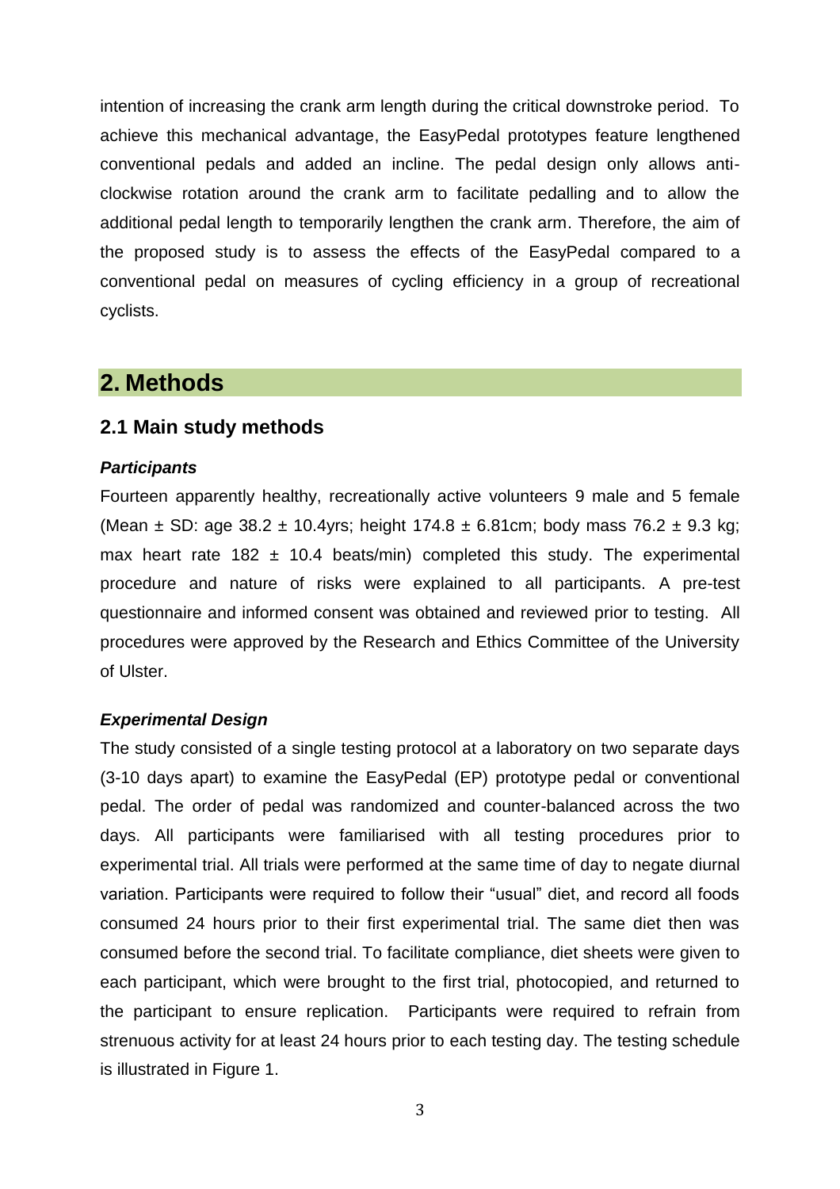intention of increasing the crank arm length during the critical downstroke period. To achieve this mechanical advantage, the EasyPedal prototypes feature lengthened conventional pedals and added an incline. The pedal design only allows anti-clockwise rotation around the crank arm to facilitate pedalling and to allow the additional pedal length to temporarily lengthen the crank arm. Therefore, the aim of the proposed study is to assess the effects of the EasyPedal compared to a conventional pedal on measures of cycling efficiency in a group of recreational cyclists.

# 2. Methods

## 2.1 Main study methods

### *Participants*

Fourteen apparently healthy, recreationally active volunteers 9 male and 5 female (Mean ± SD: age 38.2 ± 10.4yrs; height 174.8 ± 6.81cm; body mass 76.2 ± 9.3 kg; max heart rate 182 ± 10.4 beats/min) completed this study. The experimental procedure and nature of risks were explained to all participants. A pre-test questionnaire and informed consent was obtained and reviewed prior to testing. All procedures were approved by the Research and Ethics Committee of the University of Ulster.

### *Experimental Design*

The study consisted of a single testing protocol at a laboratory on two separate days (3-10 days apart) to examine the EasyPedal (EP) prototype pedal or conventional pedal. The order of pedal was randomized and counter-balanced across the two days. All participants were familiarised with all testing procedures prior to experimental trial. All trials were performed at the same time of day to negate diurnal variation. Participants were required to follow their "usual" diet, and record all foods consumed 24 hours prior to their first experimental trial. The same diet then was consumed before the second trial. To facilitate compliance, diet sheets were given to each participant, which were brought to the first trial, photocopied, and returned to the participant to ensure replication. Participants were required to refrain from strenuous activity for at least 24 hours prior to each testing day. The testing schedule is illustrated in Figure 1.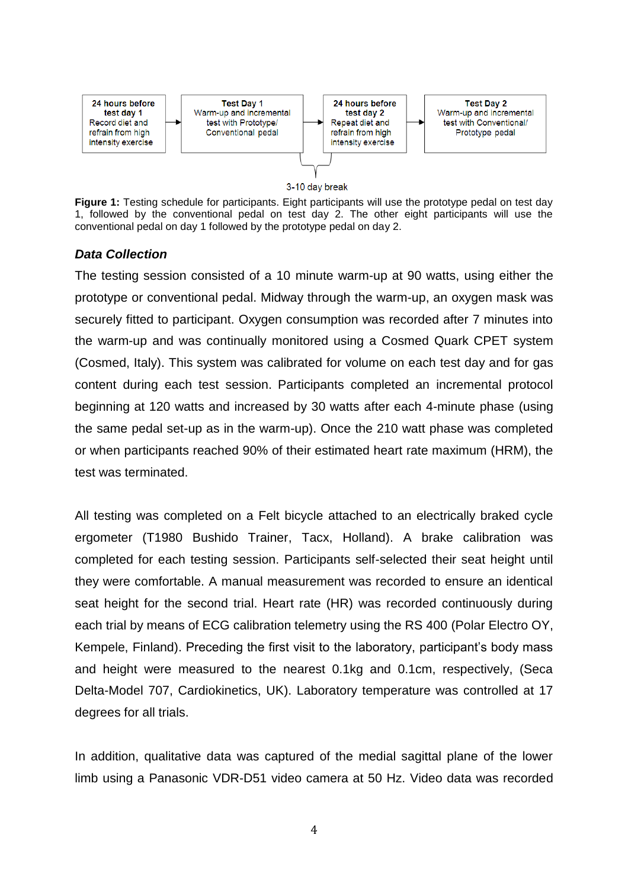| 24 hours before test day 1 Record diet and refrain from high intensity exercise | → | Test Day 1 Warm-up and incremental test with Prototype/ Conventional pedal | → | 24 hours before test day 2 Repeat diet and refrain from high intensity exercise | → | Test Day 2 Warm-up and incremental test with Conventional/ Prototype pedal |
|---|---|---|---|---|---|---|

3-10 day break

**Figure 1:** Testing schedule for participants. Eight participants will use the prototype pedal on test day 1, followed by the conventional pedal on test day 2. The other eight participants will use the conventional pedal on day 1 followed by the prototype pedal on day 2.

### *Data Collection*

The testing session consisted of a 10 minute warm-up at 90 watts, using either the prototype or conventional pedal. Midway through the warm-up, an oxygen mask was securely fitted to participant. Oxygen consumption was recorded after 7 minutes into the warm-up and was continually monitored using a Cosmed Quark CPET system (Cosmed, Italy). This system was calibrated for volume on each test day and for gas content during each test session. Participants completed an incremental protocol beginning at 120 watts and increased by 30 watts after each 4-minute phase (using the same pedal set-up as in the warm-up). Once the 210 watt phase was completed or when participants reached 90% of their estimated heart rate maximum (HRM), the test was terminated.

All testing was completed on a Felt bicycle attached to an electrically braked cycle ergometer (T1980 Bushido Trainer, Tacx, Holland). A brake calibration was completed for each testing session. Participants self-selected their seat height until they were comfortable. A manual measurement was recorded to ensure an identical seat height for the second trial. Heart rate (HR) was recorded continuously during each trial by means of ECG calibration telemetry using the RS 400 (Polar Electro OY, Kempele, Finland). Preceding the first visit to the laboratory, participant's body mass and height were measured to the nearest 0.1kg and 0.1cm, respectively, (Seca Delta-Model 707, Cardiokinetics, UK). Laboratory temperature was controlled at 17 degrees for all trials.

In addition, qualitative data was captured of the medial sagittal plane of the lower limb using a Panasonic VDR-D51 video camera at 50 Hz. Video data was recorded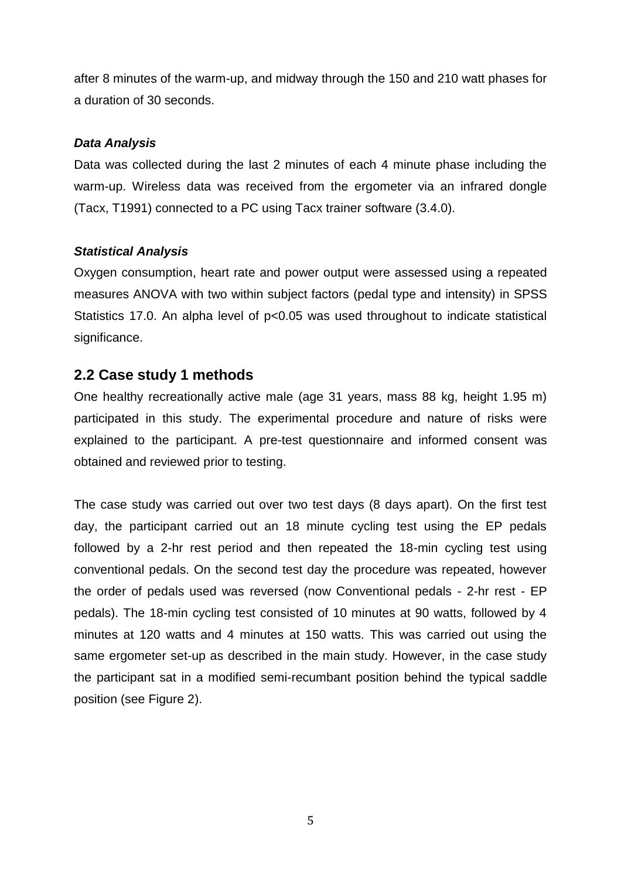after 8 minutes of the warm-up, and midway through the 150 and 210 watt phases for a duration of 30 seconds.

### *Data Analysis*

Data was collected during the last 2 minutes of each 4 minute phase including the warm-up. Wireless data was received from the ergometer via an infrared dongle (Tacx, T1991) connected to a PC using Tacx trainer software (3.4.0).

### *Statistical Analysis*

Oxygen consumption, heart rate and power output were assessed using a repeated measures ANOVA with two within subject factors (pedal type and intensity) in SPSS Statistics 17.0. An alpha level of $p<0.05$ was used throughout to indicate statistical significance.

## 2.2 Case study 1 methods

One healthy recreationally active male (age 31 years, mass 88 kg, height 1.95 m) participated in this study. The experimental procedure and nature of risks were explained to the participant. A pre-test questionnaire and informed consent was obtained and reviewed prior to testing.

The case study was carried out over two test days (8 days apart). On the first test day, the participant carried out an 18 minute cycling test using the EP pedals followed by a 2-hr rest period and then repeated the 18-min cycling test using conventional pedals. On the second test day the procedure was repeated, however the order of pedals used was reversed (now Conventional pedals - 2-hr rest - EP pedals). The 18-min cycling test consisted of 10 minutes at 90 watts, followed by 4 minutes at 120 watts and 4 minutes at 150 watts. This was carried out using the same ergometer set-up as described in the main study. However, in the case study the participant sat in a modified semi-recumbant position behind the typical saddle position (see Figure 2).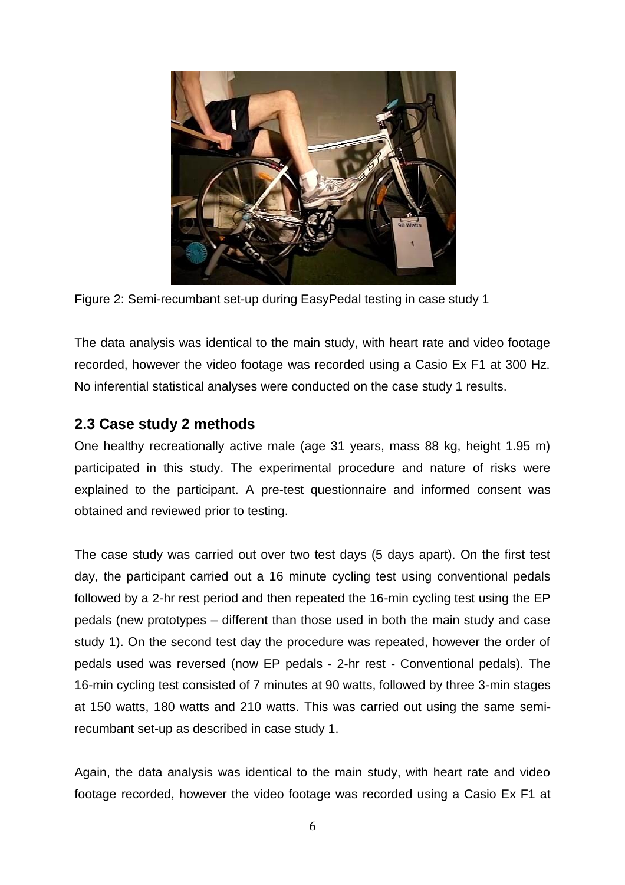Figure 2: Semi-recumbant set-up during EasyPedal testing in case study 1

The data analysis was identical to the main study, with heart rate and video footage recorded, however the video footage was recorded using a Casio Ex F1 at 300 Hz. No inferential statistical analyses were conducted on the case study 1 results.

## 2.3 Case study 2 methods

One healthy recreationally active male (age 31 years, mass 88 kg, height 1.95 m) participated in this study. The experimental procedure and nature of risks were explained to the participant. A pre-test questionnaire and informed consent was obtained and reviewed prior to testing.

The case study was carried out over two test days (5 days apart). On the first test day, the participant carried out a 16 minute cycling test using conventional pedals followed by a 2-hr rest period and then repeated the 16-min cycling test using the EP pedals (new prototypes – different than those used in both the main study and case study 1). On the second test day the procedure was repeated, however the order of pedals used was reversed (now EP pedals - 2-hr rest - Conventional pedals). The 16-min cycling test consisted of 7 minutes at 90 watts, followed by three 3-min stages at 150 watts, 180 watts and 210 watts. This was carried out using the same semi-recumbant set-up as described in case study 1.

Again, the data analysis was identical to the main study, with heart rate and video footage recorded, however the video footage was recorded using a Casio Ex F1 at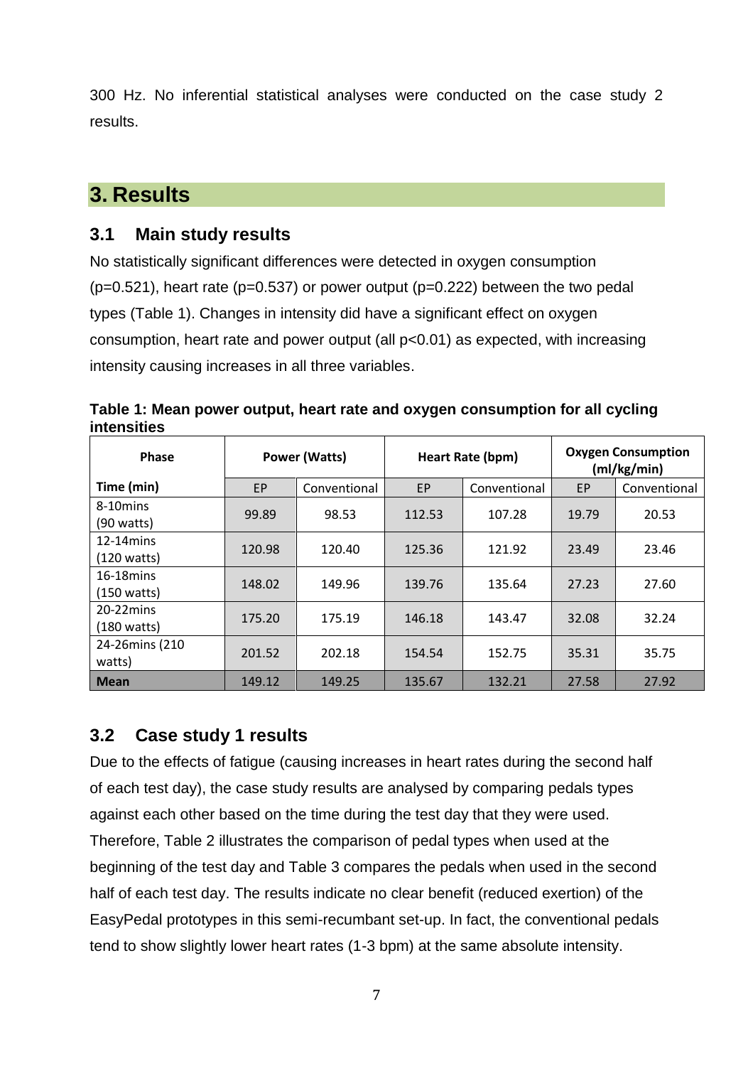300 Hz. No inferential statistical analyses were conducted on the case study 2 results.

# 3. Results

## 3.1 Main study results

No statistically significant differences were detected in oxygen consumption ($p=0.521$), heart rate ($p=0.537$) or power output ($p=0.222$) between the two pedal types (Table 1). Changes in intensity did have a significant effect on oxygen consumption, heart rate and power output (all $p<0.01$) as expected, with increasing intensity causing increases in all three variables.

**Table 1: Mean power output, heart rate and oxygen consumption for all cycling intensities**

| Phase | Power (Watts) | | Heart Rate (bpm) | | Oxygen Consumption (ml/kg/min) | |
|---|---|---|---|---|---|---|
| **Time (min)** | EP | Conventional | EP | Conventional | EP | Conventional |
| 8-10mins (90 watts) | 99.89 | 98.53 | 112.53 | 107.28 | 19.79 | 20.53 |
| 12-14mins (120 watts) | 120.98 | 120.40 | 125.36 | 121.92 | 23.49 | 23.46 |
| 16-18mins (150 watts) | 148.02 | 149.96 | 139.76 | 135.64 | 27.23 | 27.60 |
| 20-22mins (180 watts) | 175.20 | 175.19 | 146.18 | 143.47 | 32.08 | 32.24 |
| 24-26mins (210 watts) | 201.52 | 202.18 | 154.54 | 152.75 | 35.31 | 35.75 |
| **Mean** | 149.12 | 149.25 | 135.67 | 132.21 | 27.58 | 27.92 |

## 3.2 Case study 1 results

Due to the effects of fatigue (causing increases in heart rates during the second half of each test day), the case study results are analysed by comparing pedals types against each other based on the time during the test day that they were used. Therefore, Table 2 illustrates the comparison of pedal types when used at the beginning of the test day and Table 3 compares the pedals when used in the second half of each test day. The results indicate no clear benefit (reduced exertion) of the EasyPedal prototypes in this semi-recumbant set-up. In fact, the conventional pedals tend to show slightly lower heart rates (1-3 bpm) at the same absolute intensity.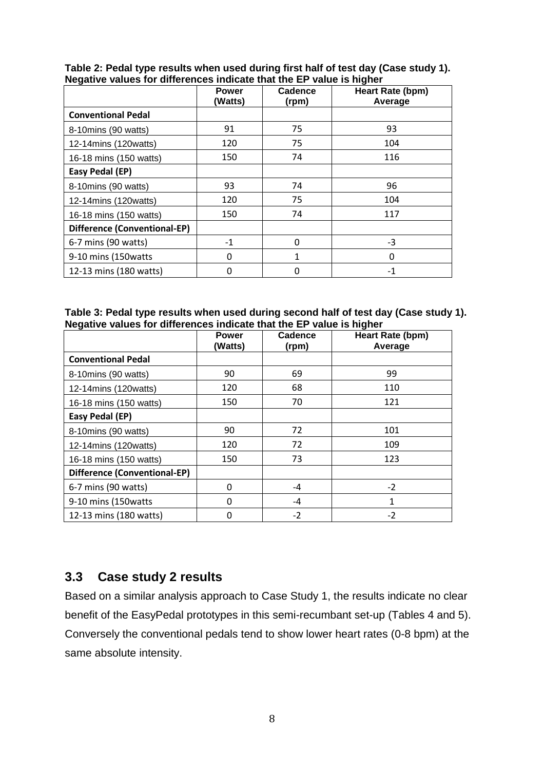**Table 2: Pedal type results when used during first half of test day (Case study 1). Negative values for differences indicate that the EP value is higher**

| | Power (Watts) | Cadence (rpm) | Heart Rate (bpm) Average |
|---|---|---|---|
| **Conventional Pedal** | | | |
| 8-10mins (90 watts) | 91 | 75 | 93 |
| 12-14mins (120watts) | 120 | 75 | 104 |
| 16-18 mins (150 watts) | 150 | 74 | 116 |
| **Easy Pedal (EP)** | | | |
| 8-10mins (90 watts) | 93 | 74 | 96 |
| 12-14mins (120watts) | 120 | 75 | 104 |
| 16-18 mins (150 watts) | 150 | 74 | 117 |
| **Difference (Conventional-EP)** | | | |
| 6-7 mins (90 watts) | -1 | 0 | -3 |
| 9-10 mins (150watts | 0 | 1 | 0 |
| 12-13 mins (180 watts) | 0 | 0 | -1 |

**Table 3: Pedal type results when used during second half of test day (Case study 1). Negative values for differences indicate that the EP value is higher**

| | Power (Watts) | Cadence (rpm) | Heart Rate (bpm) Average |
|---|---|---|---|
| **Conventional Pedal** | | | |
| 8-10mins (90 watts) | 90 | 69 | 99 |
| 12-14mins (120watts) | 120 | 68 | 110 |
| 16-18 mins (150 watts) | 150 | 70 | 121 |
| **Easy Pedal (EP)** | | | |
| 8-10mins (90 watts) | 90 | 72 | 101 |
| 12-14mins (120watts) | 120 | 72 | 109 |
| 16-18 mins (150 watts) | 150 | 73 | 123 |
| **Difference (Conventional-EP)** | | | |
| 6-7 mins (90 watts) | 0 | -4 | -2 |
| 9-10 mins (150watts | 0 | -4 | 1 |
| 12-13 mins (180 watts) | 0 | -2 | -2 |

## 3.3 Case study 2 results

Based on a similar analysis approach to Case Study 1, the results indicate no clear benefit of the EasyPedal prototypes in this semi-recumbant set-up (Tables 4 and 5). Conversely the conventional pedals tend to show lower heart rates (0-8 bpm) at the same absolute intensity.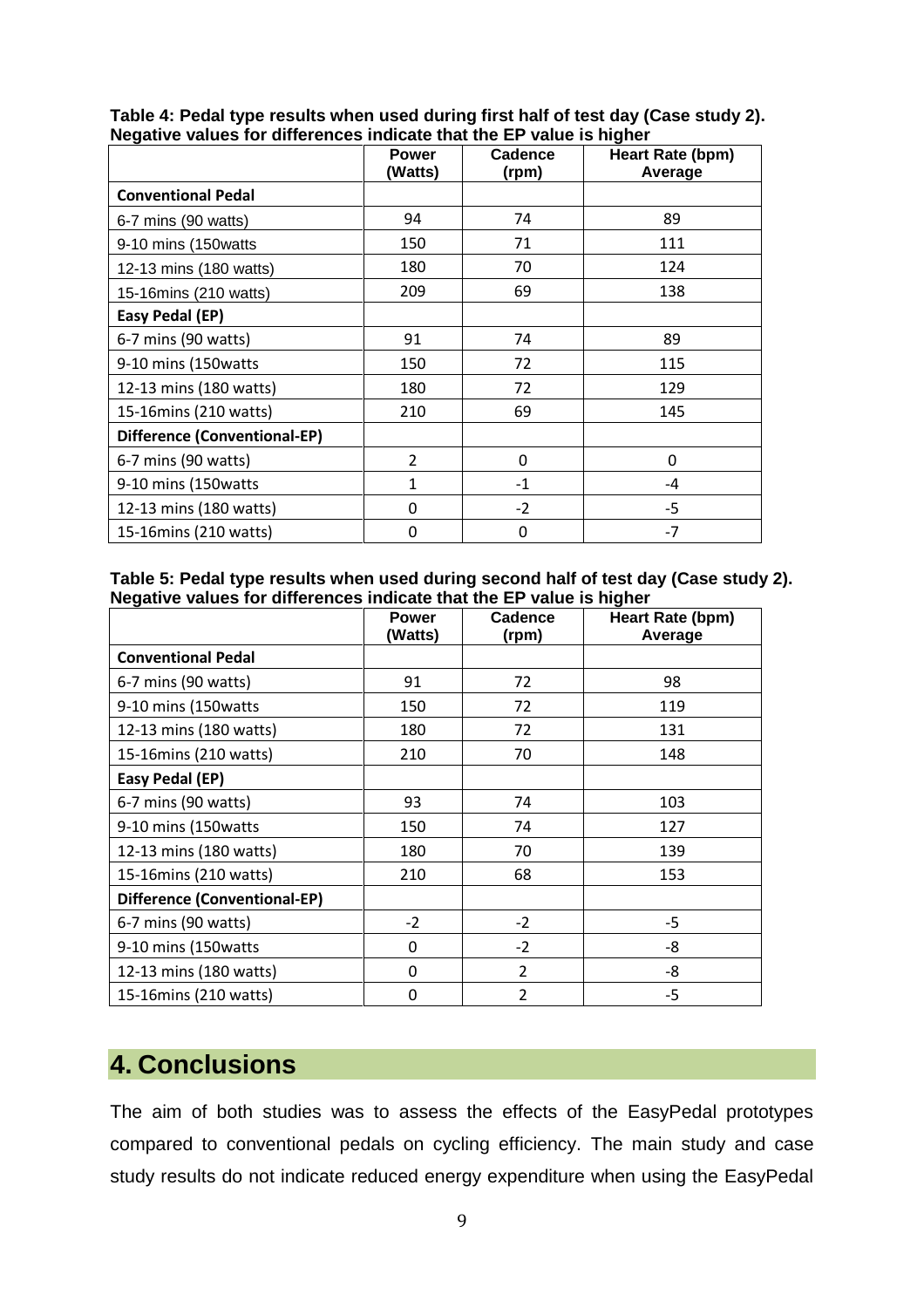**Table 4: Pedal type results when used during first half of test day (Case study 2). Negative values for differences indicate that the EP value is higher**

| | Power (Watts) | Cadence (rpm) | Heart Rate (bpm) Average |
|---|---|---|---|
| **Conventional Pedal** | | | |
| 6-7 mins (90 watts) | 94 | 74 | 89 |
| 9-10 mins (150watts | 150 | 71 | 111 |
| 12-13 mins (180 watts) | 180 | 70 | 124 |
| 15-16mins (210 watts) | 209 | 69 | 138 |
| **Easy Pedal (EP)** | | | |
| 6-7 mins (90 watts) | 91 | 74 | 89 |
| 9-10 mins (150watts | 150 | 72 | 115 |
| 12-13 mins (180 watts) | 180 | 72 | 129 |
| 15-16mins (210 watts) | 210 | 69 | 145 |
| **Difference (Conventional-EP)** | | | |
| 6-7 mins (90 watts) | 2 | 0 | 0 |
| 9-10 mins (150watts | 1 | -1 | -4 |
| 12-13 mins (180 watts) | 0 | -2 | -5 |
| 15-16mins (210 watts) | 0 | 0 | -7 |

**Table 5: Pedal type results when used during second half of test day (Case study 2). Negative values for differences indicate that the EP value is higher**

| | Power (Watts) | Cadence (rpm) | Heart Rate (bpm) Average |
|---|---|---|---|
| **Conventional Pedal** | | | |
| 6-7 mins (90 watts) | 91 | 72 | 98 |
| 9-10 mins (150watts | 150 | 72 | 119 |
| 12-13 mins (180 watts) | 180 | 72 | 131 |
| 15-16mins (210 watts) | 210 | 70 | 148 |
| **Easy Pedal (EP)** | | | |
| 6-7 mins (90 watts) | 93 | 74 | 103 |
| 9-10 mins (150watts | 150 | 74 | 127 |
| 12-13 mins (180 watts) | 180 | 70 | 139 |
| 15-16mins (210 watts) | 210 | 68 | 153 |
| **Difference (Conventional-EP)** | | | |
| 6-7 mins (90 watts) | -2 | -2 | -5 |
| 9-10 mins (150watts | 0 | -2 | -8 |
| 12-13 mins (180 watts) | 0 | 2 | -8 |
| 15-16mins (210 watts) | 0 | 2 | -5 |

# 4. Conclusions

The aim of both studies was to assess the effects of the EasyPedal prototypes compared to conventional pedals on cycling efficiency. The main study and case study results do not indicate reduced energy expenditure when using the EasyPedal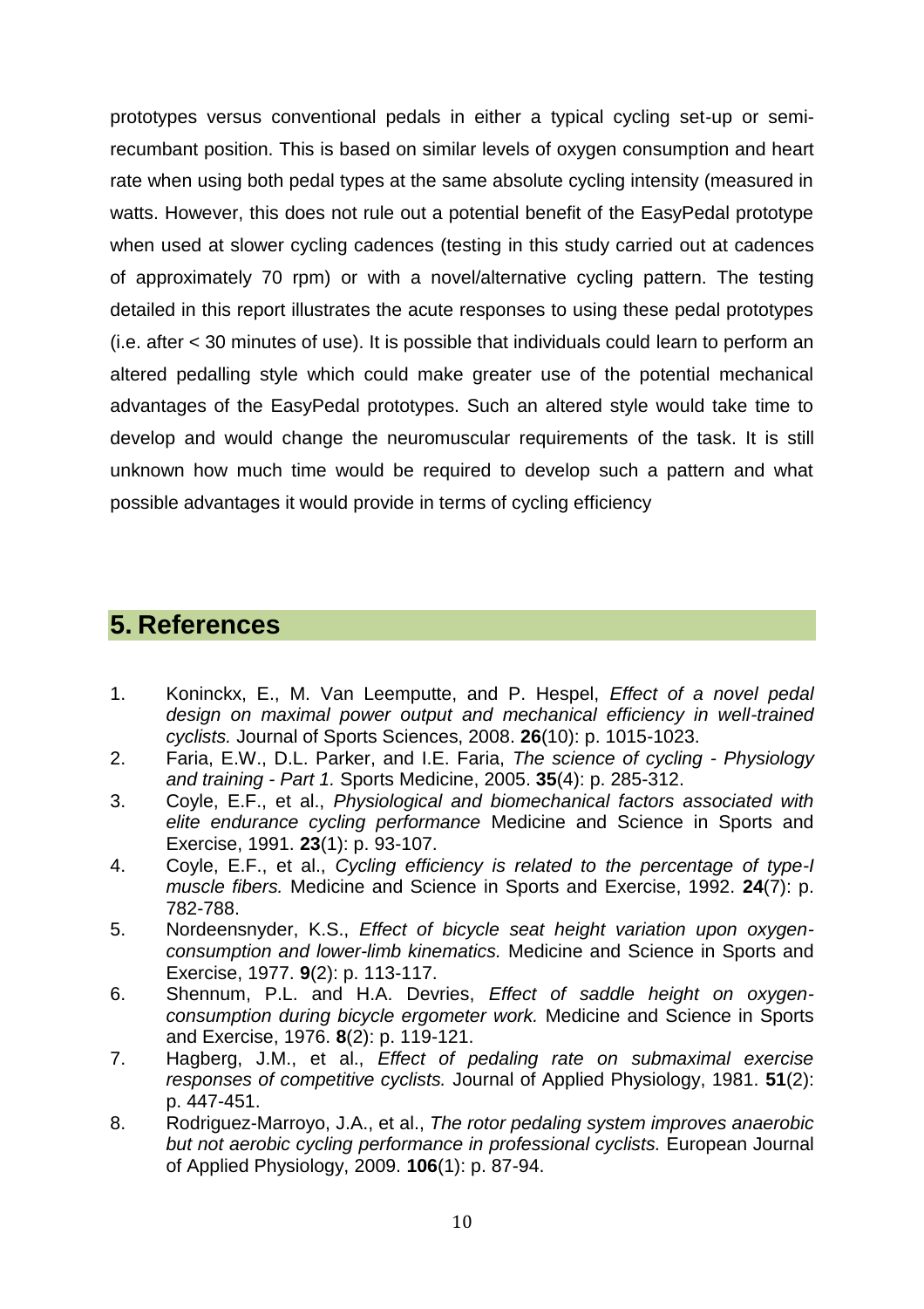prototypes versus conventional pedals in either a typical cycling set-up or semi-recumbant position. This is based on similar levels of oxygen consumption and heart rate when using both pedal types at the same absolute cycling intensity (measured in watts. However, this does not rule out a potential benefit of the EasyPedal prototype when used at slower cycling cadences (testing in this study carried out at cadences of approximately 70 rpm) or with a novel/alternative cycling pattern. The testing detailed in this report illustrates the acute responses to using these pedal prototypes (i.e. after < 30 minutes of use). It is possible that individuals could learn to perform an altered pedalling style which could make greater use of the potential mechanical advantages of the EasyPedal prototypes. Such an altered style would take time to develop and would change the neuromuscular requirements of the task. It is still unknown how much time would be required to develop such a pattern and what possible advantages it would provide in terms of cycling efficiency

## 5. References

1. Koninckx, E., M. Van Leemputte, and P. Hespel, *Effect of a novel pedal design on maximal power output and mechanical efficiency in well-trained cyclists.* Journal of Sports Sciences, 2008. **26**(10): p. 1015-1023.
2. Faria, E.W., D.L. Parker, and I.E. Faria, *The science of cycling - Physiology and training - Part 1.* Sports Medicine, 2005. **35**(4): p. 285-312.
3. Coyle, E.F., et al., *Physiological and biomechanical factors associated with elite endurance cycling performance* Medicine and Science in Sports and Exercise, 1991. **23**(1): p. 93-107.
4. Coyle, E.F., et al., *Cycling efficiency is related to the percentage of type-I muscle fibers.* Medicine and Science in Sports and Exercise, 1992. **24**(7): p. 782-788.
5. Nordeensnyder, K.S., *Effect of bicycle seat height variation upon oxygen-consumption and lower-limb kinematics.* Medicine and Science in Sports and Exercise, 1977. **9**(2): p. 113-117.
6. Shennum, P.L. and H.A. Devries, *Effect of saddle height on oxygen-consumption during bicycle ergometer work.* Medicine and Science in Sports and Exercise, 1976. **8**(2): p. 119-121.
7. Hagberg, J.M., et al., *Effect of pedaling rate on submaximal exercise responses of competitive cyclists.* Journal of Applied Physiology, 1981. **51**(2): p. 447-451.
8. Rodriguez-Marroyo, J.A., et al., *The rotor pedaling system improves anaerobic but not aerobic cycling performance in professional cyclists.* European Journal of Applied Physiology, 2009. **106**(1): p. 87-94.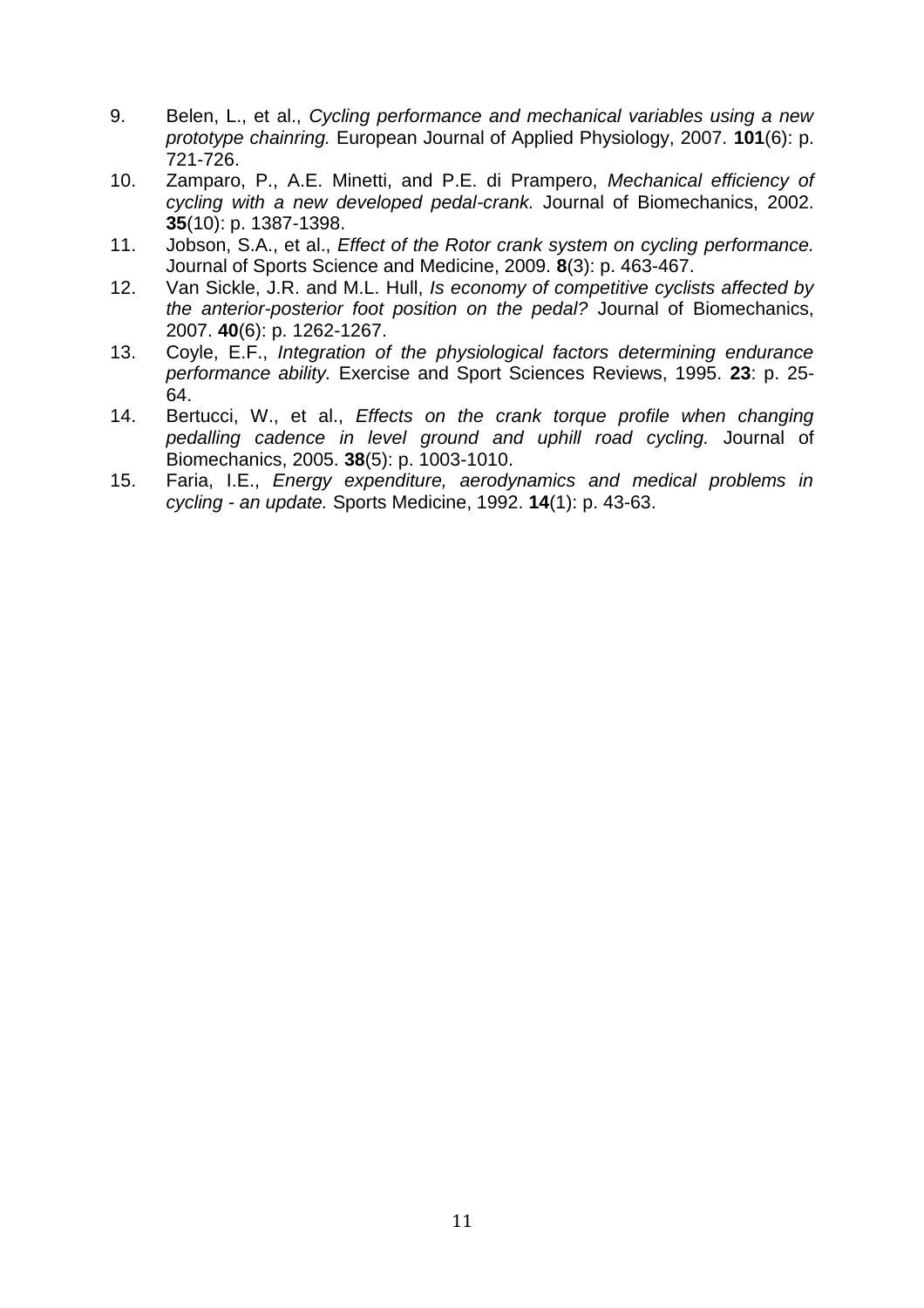9. Belen, L., et al., *Cycling performance and mechanical variables using a new prototype chainring.* European Journal of Applied Physiology, 2007. **101**(6): p. 721-726.
10. Zamparo, P., A.E. Minetti, and P.E. di Prampero, *Mechanical efficiency of cycling with a new developed pedal-crank.* Journal of Biomechanics, 2002. **35**(10): p. 1387-1398.
11. Jobson, S.A., et al., *Effect of the Rotor crank system on cycling performance.* Journal of Sports Science and Medicine, 2009. **8**(3): p. 463-467.
12. Van Sickle, J.R. and M.L. Hull, *Is economy of competitive cyclists affected by the anterior-posterior foot position on the pedal?* Journal of Biomechanics, 2007. **40**(6): p. 1262-1267.
13. Coyle, E.F., *Integration of the physiological factors determining endurance performance ability.* Exercise and Sport Sciences Reviews, 1995. **23**: p. 25-64.
14. Bertucci, W., et al., *Effects on the crank torque profile when changing pedalling cadence in level ground and uphill road cycling.* Journal of Biomechanics, 2005. **38**(5): p. 1003-1010.
15. Faria, I.E., *Energy expenditure, aerodynamics and medical problems in cycling - an update.* Sports Medicine, 1992. **14**(1): p. 43-63.